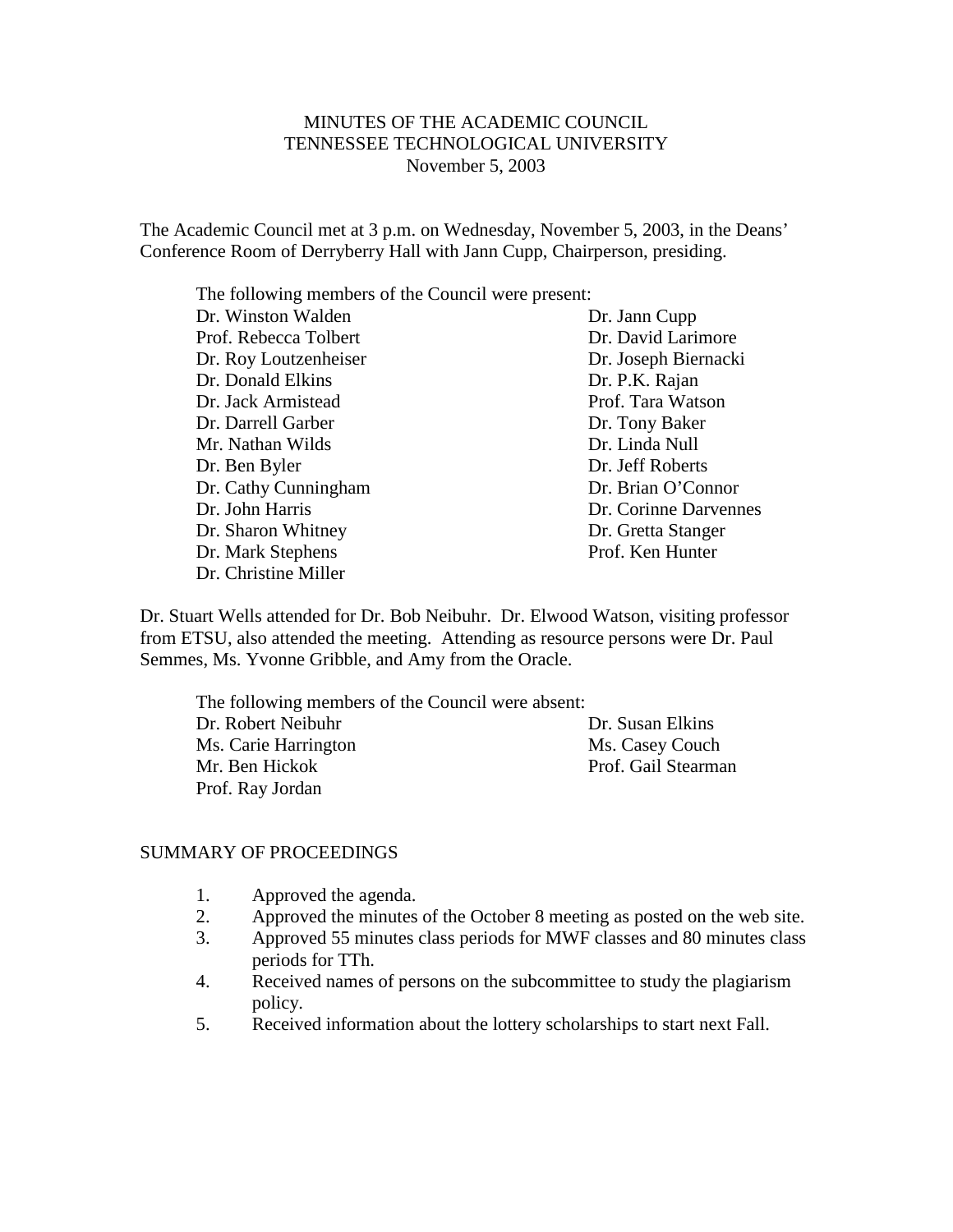MINUTES OF THE ACADEMIC COUNCIL
TENNESSEE TECHNOLOGICAL UNIVERSITY
November 5, 2003

The Academic Council met at 3 p.m. on Wednesday, November 5, 2003, in the Deans' Conference Room of Derryberry Hall with Jann Cupp, Chairperson, presiding.

The following members of the Council were present:

| | |
|---|---|
| Dr. Winston Walden | Dr. Jann Cupp |
| Prof. Rebecca Tolbert | Dr. David Larimore |
| Dr. Roy Loutzenheiser | Dr. Joseph Biernacki |
| Dr. Donald Elkins | Dr. P.K. Rajan |
| Dr. Jack Armistead | Prof. Tara Watson |
| Dr. Darrell Garber | Dr. Tony Baker |
| Mr. Nathan Wilds | Dr. Linda Null |
| Dr. Ben Byler | Dr. Jeff Roberts |
| Dr. Cathy Cunningham | Dr. Brian O'Connor |
| Dr. John Harris | Dr. Corinne Darvennes |
| Dr. Sharon Whitney | Dr. Gretta Stanger |
| Dr. Mark Stephens | Prof. Ken Hunter |
| Dr. Christine Miller | |

Dr. Stuart Wells attended for Dr. Bob Neibuhr. Dr. Elwood Watson, visiting professor from ETSU, also attended the meeting. Attending as resource persons were Dr. Paul Semmes, Ms. Yvonne Gribble, and Amy from the Oracle.

The following members of the Council were absent:

| | |
|---|---|
| Dr. Robert Neibuhr | Dr. Susan Elkins |
| Ms. Carie Harrington | Ms. Casey Couch |
| Mr. Ben Hickok | Prof. Gail Stearman |
| Prof. Ray Jordan | |

## SUMMARY OF PROCEEDINGS

1. Approved the agenda.
2. Approved the minutes of the October 8 meeting as posted on the web site.
3. Approved 55 minutes class periods for MWF classes and 80 minutes class periods for TTh.
4. Received names of persons on the subcommittee to study the plagiarism policy.
5. Received information about the lottery scholarships to start next Fall.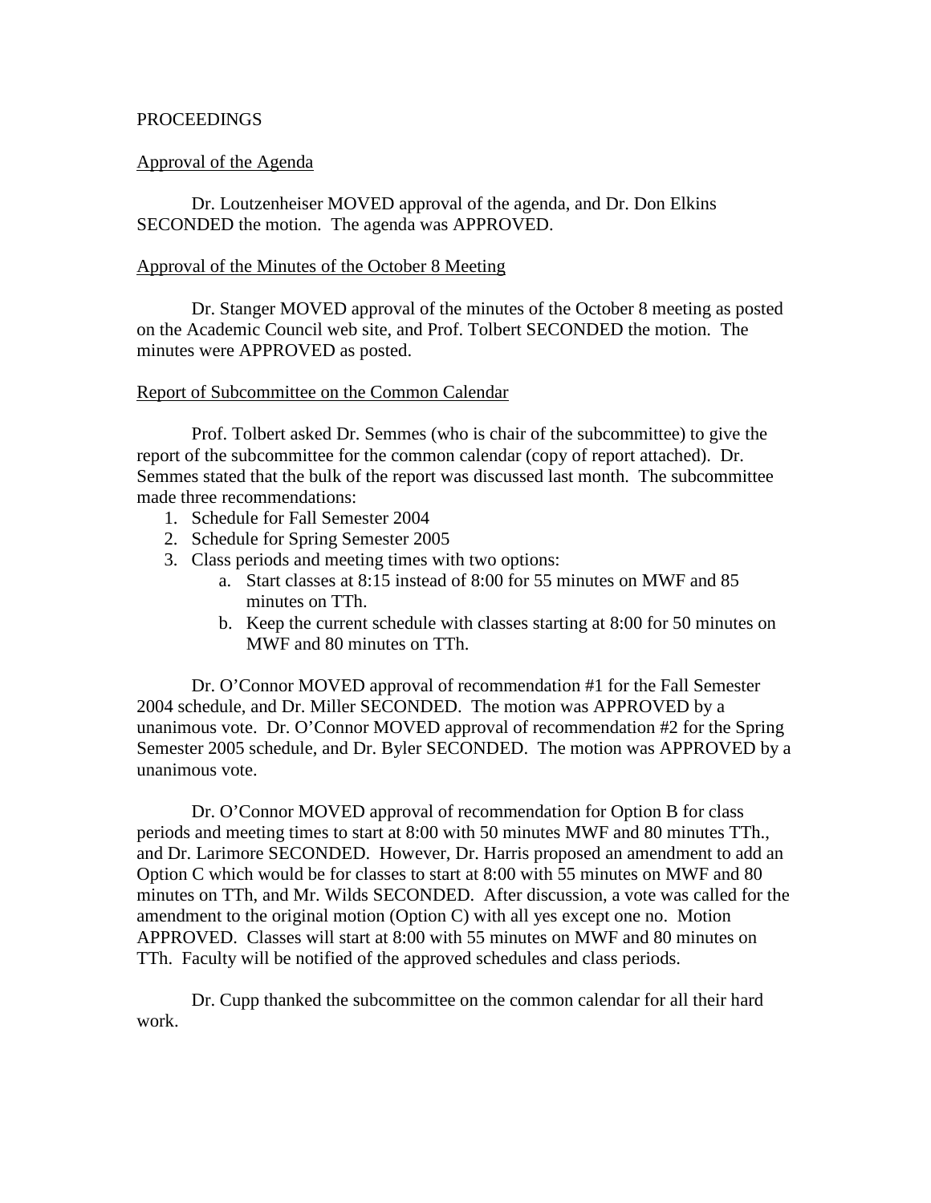PROCEEDINGS

Approval of the Agenda

Dr. Loutzenheiser MOVED approval of the agenda, and Dr. Don Elkins SECONDED the motion. The agenda was APPROVED.

Approval of the Minutes of the October 8 Meeting

Dr. Stanger MOVED approval of the minutes of the October 8 meeting as posted on the Academic Council web site, and Prof. Tolbert SECONDED the motion. The minutes were APPROVED as posted.

Report of Subcommittee on the Common Calendar

Prof. Tolbert asked Dr. Semmes (who is chair of the subcommittee) to give the report of the subcommittee for the common calendar (copy of report attached). Dr. Semmes stated that the bulk of the report was discussed last month. The subcommittee made three recommendations:

1. Schedule for Fall Semester 2004
2. Schedule for Spring Semester 2005
3. Class periods and meeting times with two options:
   a. Start classes at 8:15 instead of 8:00 for 55 minutes on MWF and 85 minutes on TTh.
   b. Keep the current schedule with classes starting at 8:00 for 50 minutes on MWF and 80 minutes on TTh.

Dr. O'Connor MOVED approval of recommendation #1 for the Fall Semester 2004 schedule, and Dr. Miller SECONDED. The motion was APPROVED by a unanimous vote. Dr. O'Connor MOVED approval of recommendation #2 for the Spring Semester 2005 schedule, and Dr. Byler SECONDED. The motion was APPROVED by a unanimous vote.

Dr. O'Connor MOVED approval of recommendation for Option B for class periods and meeting times to start at 8:00 with 50 minutes MWF and 80 minutes TTh., and Dr. Larimore SECONDED. However, Dr. Harris proposed an amendment to add an Option C which would be for classes to start at 8:00 with 55 minutes on MWF and 80 minutes on TTh, and Mr. Wilds SECONDED. After discussion, a vote was called for the amendment to the original motion (Option C) with all yes except one no. Motion APPROVED. Classes will start at 8:00 with 55 minutes on MWF and 80 minutes on TTh. Faculty will be notified of the approved schedules and class periods.

Dr. Cupp thanked the subcommittee on the common calendar for all their hard work.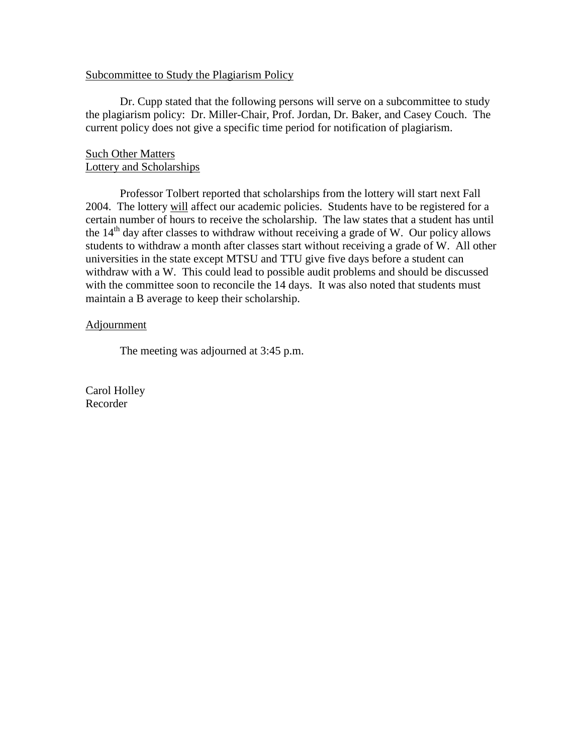<u>Subcommittee to Study the Plagiarism Policy</u>

Dr. Cupp stated that the following persons will serve on a subcommittee to study the plagiarism policy: Dr. Miller-Chair, Prof. Jordan, Dr. Baker, and Casey Couch. The current policy does not give a specific time period for notification of plagiarism.

<u>Such Other Matters</u>
<u>Lottery and Scholarships</u>

Professor Tolbert reported that scholarships from the lottery will start next Fall 2004. The lottery <u>will</u> affect our academic policies. Students have to be registered for a certain number of hours to receive the scholarship. The law states that a student has until the 14th day after classes to withdraw without receiving a grade of W. Our policy allows students to withdraw a month after classes start without receiving a grade of W. All other universities in the state except MTSU and TTU give five days before a student can withdraw with a W. This could lead to possible audit problems and should be discussed with the committee soon to reconcile the 14 days. It was also noted that students must maintain a B average to keep their scholarship.

<u>Adjournment</u>

The meeting was adjourned at 3:45 p.m.

Carol Holley
Recorder